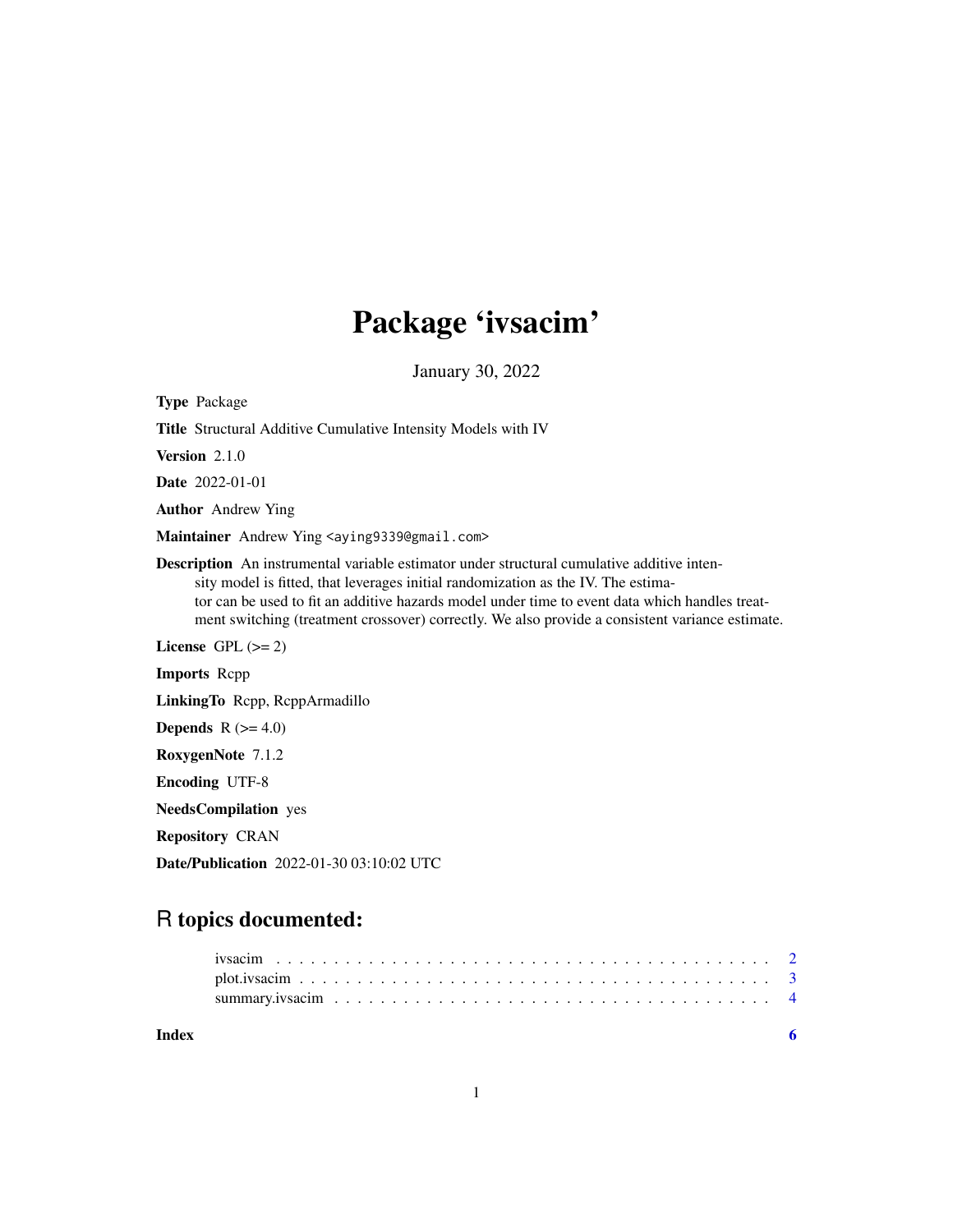# Package 'ivsacim'

January 30, 2022

**Type** Package

**Title** Structural Additive Cumulative Intensity Models with IV

**Version** 2.1.0

**Date** 2022-01-01

**Author** Andrew Ying

**Maintainer** Andrew Ying <aying9339@gmail.com>

**Description** An instrumental variable estimator under structural cumulative additive intensity model is fitted, that leverages initial randomization as the IV. The estimator can be used to fit an additive hazards model under time to event data which handles treatment switching (treatment crossover) correctly. We also provide a consistent variance estimate.

**License** GPL (>= 2)

**Imports** Rcpp

**LinkingTo** Rcpp, RcppArmadillo

**Depends** R (>= 4.0)

**RoxygenNote** 7.1.2

**Encoding** UTF-8

**NeedsCompilation** yes

**Repository** CRAN

**Date/Publication** 2022-01-30 03:10:02 UTC

## R topics documented:

- ivsacim . . . . . . . . . . . . . . . . . . . . . . . . . . . . . . . . . . . . . . . . . . 2
- plot.ivsacim . . . . . . . . . . . . . . . . . . . . . . . . . . . . . . . . . . . . . . . . 3
- summary.ivsacim . . . . . . . . . . . . . . . . . . . . . . . . . . . . . . . . . . . . . 4

**Index** **6**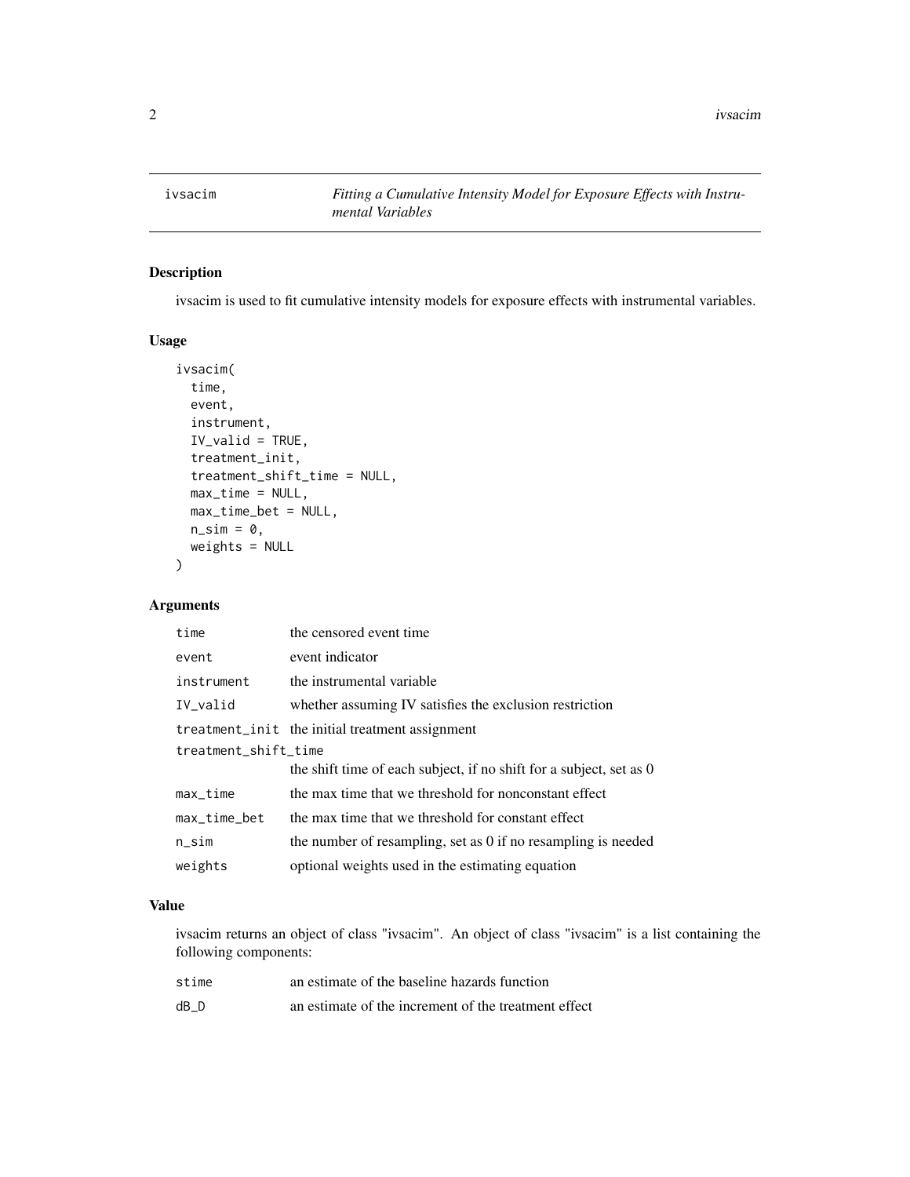| ivsacim | *Fitting a Cumulative Intensity Model for Exposure Effects with Instrumental Variables* |
|---|---|

## Description

ivsacim is used to fit cumulative intensity models for exposure effects with instrumental variables.

## Usage

```
ivsacim(
  time,
  event,
  instrument,
  IV_valid = TRUE,
  treatment_init,
  treatment_shift_time = NULL,
  max_time = NULL,
  max_time_bet = NULL,
  n_sim = 0,
  weights = NULL
)
```

## Arguments

| Argument | Description |
|---|---|
| `time` | the censored event time |
| `event` | event indicator |
| `instrument` | the instrumental variable |
| `IV_valid` | whether assuming IV satisfies the exclusion restriction |
| `treatment_init` | the initial treatment assignment |
| `treatment_shift_time` | the shift time of each subject, if no shift for a subject, set as 0 |
| `max_time` | the max time that we threshold for nonconstant effect |
| `max_time_bet` | the max time that we threshold for constant effect |
| `n_sim` | the number of resampling, set as 0 if no resampling is needed |
| `weights` | optional weights used in the estimating equation |

## Value

ivsacim returns an object of class "ivsacim". An object of class "ivsacim" is a list containing the following components:

| Component | Description |
|---|---|
| `stime` | an estimate of the baseline hazards function |
| `dB_D` | an estimate of the increment of the treatment effect |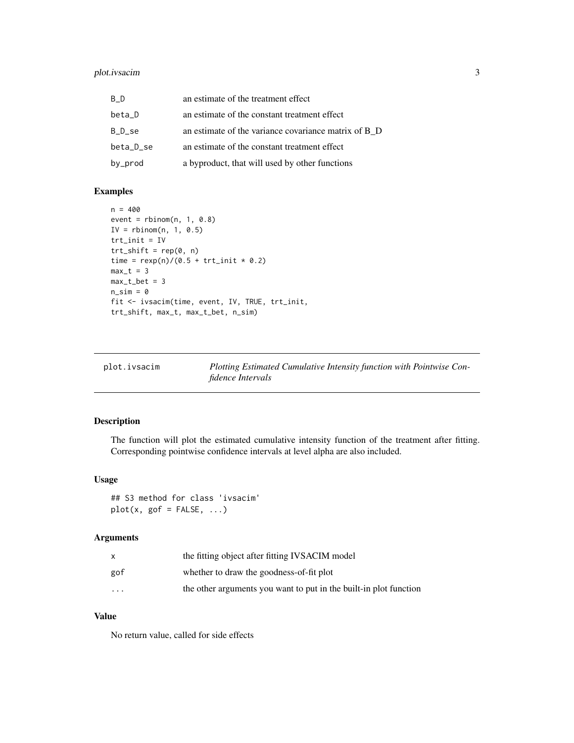| | |
|---|---|
| B_D | an estimate of the treatment effect |
| beta_D | an estimate of the constant treatment effect |
| B_D_se | an estimate of the variance covariance matrix of B_D |
| beta_D_se | an estimate of the constant treatment effect |
| by_prod | a byproduct, that will used by other functions |

## Examples

```
n = 400
event = rbinom(n, 1, 0.8)
IV = rbinom(n, 1, 0.5)
trt_init = IV
trt_shift = rep(0, n)
time = rexp(n)/(0.5 + trt_init * 0.2)
max_t = 3
max_t_bet = 3
n_sim = 0
fit <- ivsacim(time, event, IV, TRUE, trt_init,
trt_shift, max_t, max_t_bet, n_sim)
```

# plot.ivsacim — *Plotting Estimated Cumulative Intensity function with Pointwise Confidence Intervals*

## Description

The function will plot the estimated cumulative intensity function of the treatment after fitting. Corresponding pointwise confidence intervals at level alpha are also included.

## Usage

```
## S3 method for class 'ivsacim'
plot(x, gof = FALSE, ...)
```

## Arguments

| | |
|---|---|
| x | the fitting object after fitting IVSACIM model |
| gof | whether to draw the goodness-of-fit plot |
| ... | the other arguments you want to put in the built-in plot function |

## Value

No return value, called for side effects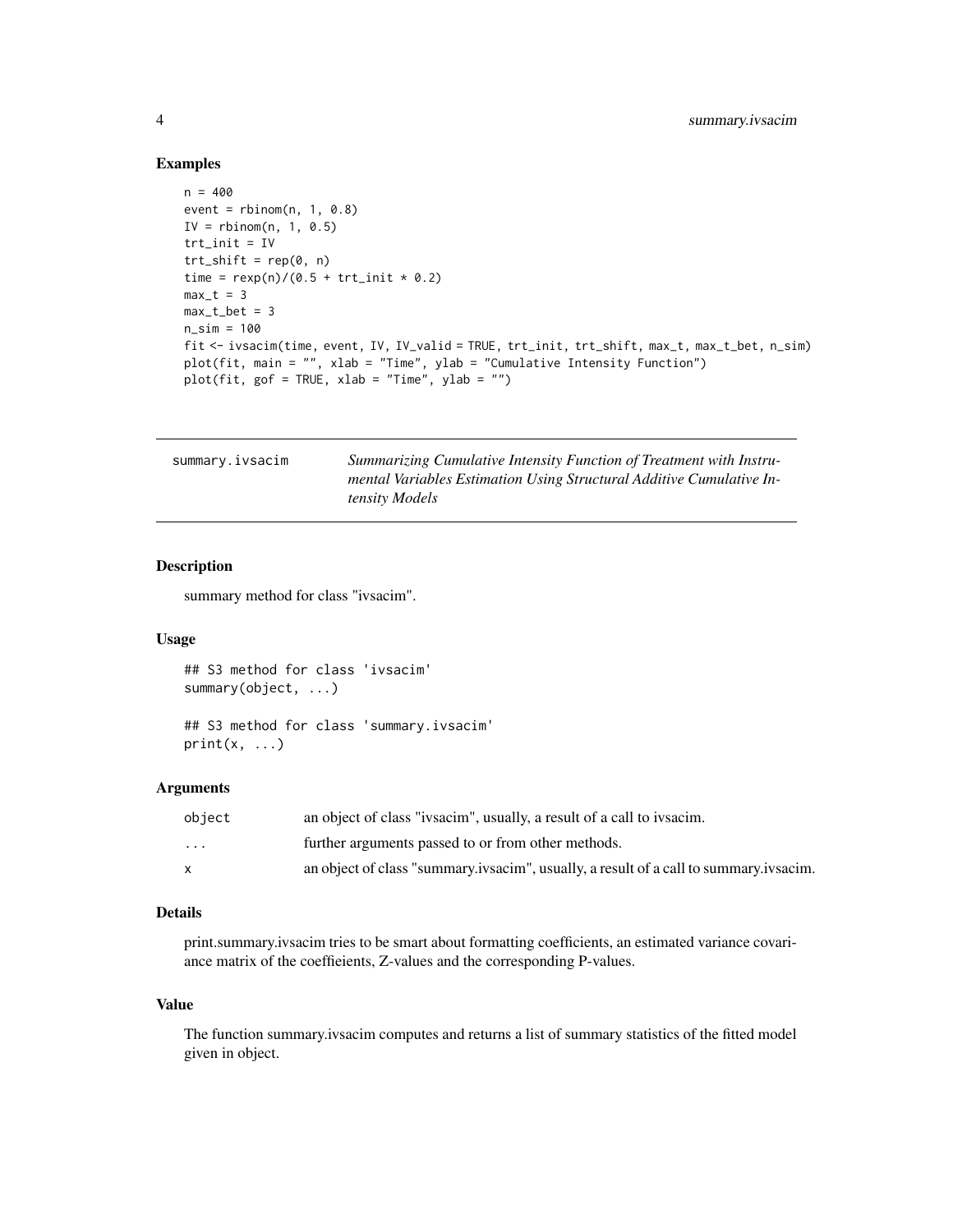### Examples

```
n = 400
event = rbinom(n, 1, 0.8)
IV = rbinom(n, 1, 0.5)
trt_init = IV
trt_shift = rep(0, n)
time = rexp(n)/(0.5 + trt_init * 0.2)
max_t = 3
max_t_bet = 3
n_sim = 100
fit <- ivsacim(time, event, IV, IV_valid = TRUE, trt_init, trt_shift, max_t, max_t_bet, n_sim)
plot(fit, main = "", xlab = "Time", ylab = "Cumulative Intensity Function")
plot(fit, gof = TRUE, xlab = "Time", ylab = "")
```

---

## summary.ivsacim — *Summarizing Cumulative Intensity Function of Treatment with Instrumental Variables Estimation Using Structural Additive Cumulative Intensity Models*

---

### Description

summary method for class "ivsacim".

### Usage

```
## S3 method for class 'ivsacim'
summary(object, ...)

## S3 method for class 'summary.ivsacim'
print(x, ...)
```

### Arguments

| | |
|---|---|
| `object` | an object of class "ivsacim", usually, a result of a call to ivsacim. |
| `...` | further arguments passed to or from other methods. |
| `x` | an object of class "summary.ivsacim", usually, a result of a call to summary.ivsacim. |

### Details

print.summary.ivsacim tries to be smart about formatting coefficients, an estimated variance covariance matrix of the coeffieients, Z-values and the corresponding P-values.

### Value

The function summary.ivsacim computes and returns a list of summary statistics of the fitted model given in object.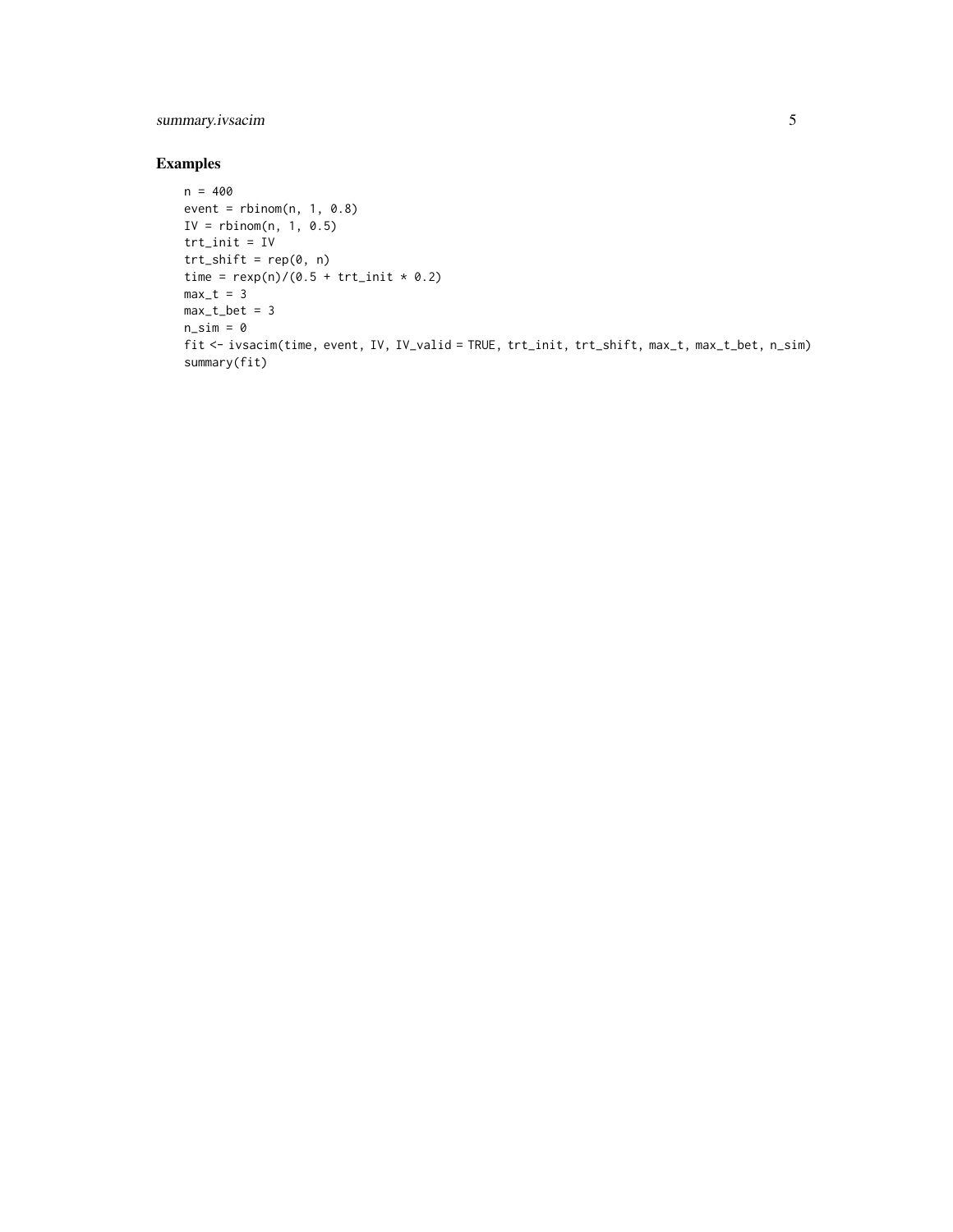## Examples

```
n = 400
event = rbinom(n, 1, 0.8)
IV = rbinom(n, 1, 0.5)
trt_init = IV
trt_shift = rep(0, n)
time = rexp(n)/(0.5 + trt_init * 0.2)
max_t = 3
max_t_bet = 3
n_sim = 0
fit <- ivsacim(time, event, IV, IV_valid = TRUE, trt_init, trt_shift, max_t, max_t_bet, n_sim)
summary(fit)
```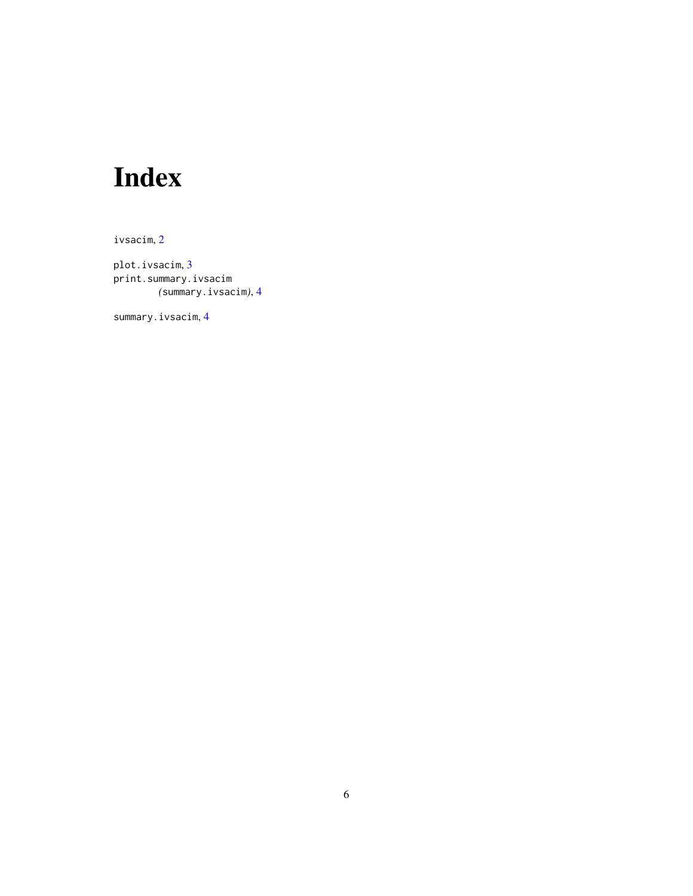# Index

ivsacim, 2

plot.ivsacim, 3
print.summary.ivsacim
(summary.ivsacim), 4

summary.ivsacim, 4